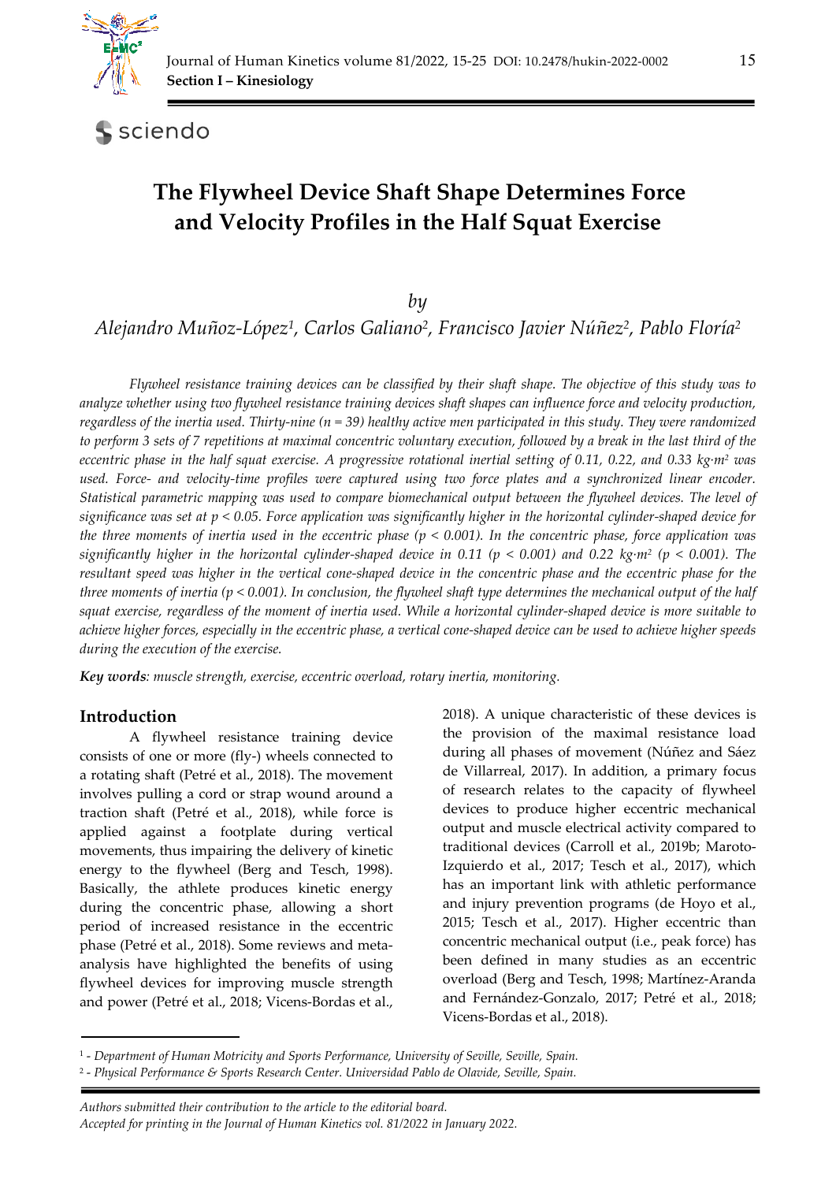# The Flywheel Device Shaft Shape Determines Force and Velocity Profiles in the Half Squat Exercise

*by*

*Alejandro Muñoz-López[1], Carlos Galiano[2], Francisco Javier Núñez[2], Pablo Floría[2]*

*Flywheel resistance training devices can be classified by their shaft shape. The objective of this study was to analyze whether using two flywheel resistance training devices shaft shapes can influence force and velocity production, regardless of the inertia used. Thirty-nine (n = 39) healthy active men participated in this study. They were randomized to perform 3 sets of 7 repetitions at maximal concentric voluntary execution, followed by a break in the last third of the eccentric phase in the half squat exercise. A progressive rotational inertial setting of 0.11, 0.22, and 0.33 kg·m² was used. Force- and velocity-time profiles were captured using two force plates and a synchronized linear encoder. Statistical parametric mapping was used to compare biomechanical output between the flywheel devices. The level of significance was set at $p < 0.05$. Force application was significantly higher in the horizontal cylinder-shaped device for the three moments of inertia used in the eccentric phase ($p < 0.001$). In the concentric phase, force application was significantly higher in the horizontal cylinder-shaped device in 0.11 ($p < 0.001$) and 0.22 kg·m² ($p < 0.001$). The resultant speed was higher in the vertical cone-shaped device in the concentric phase and the eccentric phase for the three moments of inertia ($p < 0.001$). In conclusion, the flywheel shaft type determines the mechanical output of the half squat exercise, regardless of the moment of inertia used. While a horizontal cylinder-shaped device is more suitable to achieve higher forces, especially in the eccentric phase, a vertical cone-shaped device can be used to achieve higher speeds during the execution of the exercise.*

***Key words**: muscle strength, exercise, eccentric overload, rotary inertia, monitoring.*

## Introduction

A flywheel resistance training device consists of one or more (fly-) wheels connected to a rotating shaft (Petré et al., 2018). The movement involves pulling a cord or strap wound around a traction shaft (Petré et al., 2018), while force is applied against a footplate during vertical movements, thus impairing the delivery of kinetic energy to the flywheel (Berg and Tesch, 1998). Basically, the athlete produces kinetic energy during the concentric phase, allowing a short period of increased resistance in the eccentric phase (Petré et al., 2018). Some reviews and meta-analysis have highlighted the benefits of using flywheel devices for improving muscle strength and power (Petré et al., 2018; Vicens-Bordas et al., 2018). A unique characteristic of these devices is the provision of the maximal resistance load during all phases of movement (Núñez and Sáez de Villarreal, 2017). In addition, a primary focus of research relates to the capacity of flywheel devices to produce higher eccentric mechanical output and muscle electrical activity compared to traditional devices (Carroll et al., 2019b; Maroto-Izquierdo et al., 2017; Tesch et al., 2017), which has an important link with athletic performance and injury prevention programs (de Hoyo et al., 2015; Tesch et al., 2017). Higher eccentric than concentric mechanical output (i.e., peak force) has been defined in many studies as an eccentric overload (Berg and Tesch, 1998; Martínez-Aranda and Fernández-Gonzalo, 2017; Petré et al., 2018; Vicens-Bordas et al., 2018).

[1] - *Department of Human Motricity and Sports Performance, University of Seville, Seville, Spain.*
[2] - *Physical Performance & Sports Research Center. Universidad Pablo de Olavide, Seville, Spain.*

*Authors submitted their contribution to the article to the editorial board.*
*Accepted for printing in the Journal of Human Kinetics vol. 81/2022 in January 2022.*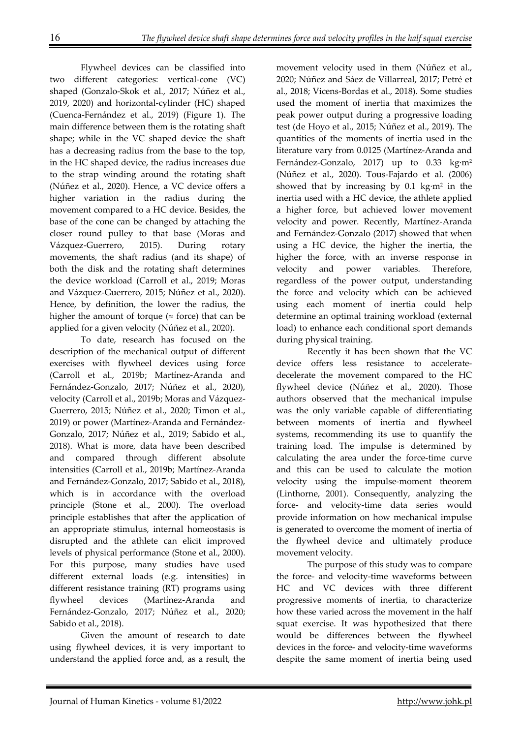Flywheel devices can be classified into two different categories: vertical-cone (VC) shaped (Gonzalo-Skok et al., 2017; Núñez et al., 2019, 2020) and horizontal-cylinder (HC) shaped (Cuenca-Fernández et al., 2019) (Figure 1). The main difference between them is the rotating shaft shape; while in the VC shaped device the shaft has a decreasing radius from the base to the top, in the HC shaped device, the radius increases due to the strap winding around the rotating shaft (Núñez et al., 2020). Hence, a VC device offers a higher variation in the radius during the movement compared to a HC device. Besides, the base of the cone can be changed by attaching the closer round pulley to that base (Moras and Vázquez-Guerrero, 2015). During rotary movements, the shaft radius (and its shape) of both the disk and the rotating shaft determines the device workload (Carroll et al., 2019; Moras and Vázquez-Guerrero, 2015; Núñez et al., 2020). Hence, by definition, the lower the radius, the higher the amount of torque (≈ force) that can be applied for a given velocity (Núñez et al., 2020).

To date, research has focused on the description of the mechanical output of different exercises with flywheel devices using force (Carroll et al., 2019b; Martínez-Aranda and Fernández-Gonzalo, 2017; Núñez et al., 2020), velocity (Carroll et al., 2019b; Moras and Vázquez-Guerrero, 2015; Núñez et al., 2020; Timon et al., 2019) or power (Martínez-Aranda and Fernández-Gonzalo, 2017; Núñez et al., 2019; Sabido et al., 2018). What is more, data have been described and compared through different absolute intensities (Carroll et al., 2019b; Martínez-Aranda and Fernández-Gonzalo, 2017; Sabido et al., 2018), which is in accordance with the overload principle (Stone et al., 2000). The overload principle establishes that after the application of an appropriate stimulus, internal homeostasis is disrupted and the athlete can elicit improved levels of physical performance (Stone et al., 2000). For this purpose, many studies have used different external loads (e.g. intensities) in different resistance training (RT) programs using flywheel devices (Martínez-Aranda and Fernández-Gonzalo, 2017; Núñez et al., 2020; Sabido et al., 2018).

Given the amount of research to date using flywheel devices, it is very important to understand the applied force and, as a result, the movement velocity used in them (Núñez et al., 2020; Núñez and Sáez de Villarreal, 2017; Petré et al., 2018; Vicens-Bordas et al., 2018). Some studies used the moment of inertia that maximizes the peak power output during a progressive loading test (de Hoyo et al., 2015; Núñez et al., 2019). The quantities of the moments of inertia used in the literature vary from 0.0125 (Martínez-Aranda and Fernández-Gonzalo, 2017) up to 0.33 kg·m$^2$ (Núñez et al., 2020). Tous-Fajardo et al. (2006) showed that by increasing by 0.1 kg·m$^2$ in the inertia used with a HC device, the athlete applied a higher force, but achieved lower movement velocity and power. Recently, Martínez-Aranda and Fernández-Gonzalo (2017) showed that when using a HC device, the higher the inertia, the higher the force, with an inverse response in velocity and power variables. Therefore, regardless of the power output, understanding the force and velocity which can be achieved using each moment of inertia could help determine an optimal training workload (external load) to enhance each conditional sport demands during physical training.

Recently it has been shown that the VC device offers less resistance to accelerate-decelerate the movement compared to the HC flywheel device (Núñez et al., 2020). Those authors observed that the mechanical impulse was the only variable capable of differentiating between moments of inertia and flywheel systems, recommending its use to quantify the training load. The impulse is determined by calculating the area under the force-time curve and this can be used to calculate the motion velocity using the impulse-moment theorem (Linthorne, 2001). Consequently, analyzing the force- and velocity-time data series would provide information on how mechanical impulse is generated to overcome the moment of inertia of the flywheel device and ultimately produce movement velocity.

The purpose of this study was to compare the force- and velocity-time waveforms between HC and VC devices with three different progressive moments of inertia, to characterize how these varied across the movement in the half squat exercise. It was hypothesized that there would be differences between the flywheel devices in the force- and velocity-time waveforms despite the same moment of inertia being used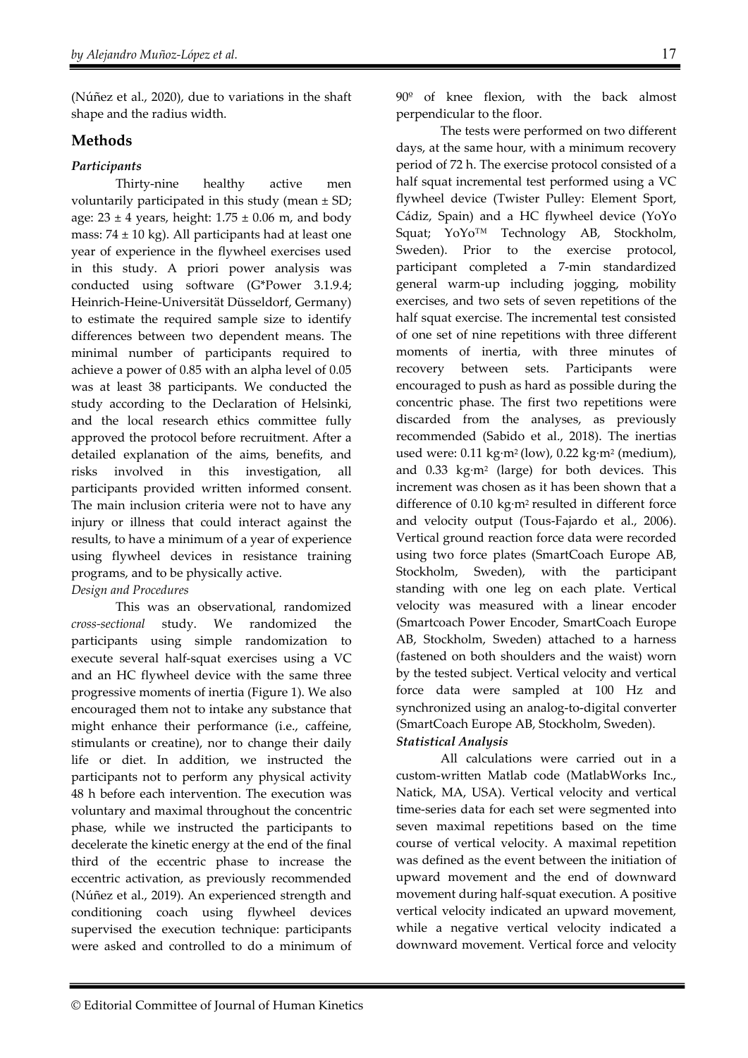(Núñez et al., 2020), due to variations in the shaft shape and the radius width.

## Methods

### *Participants*

Thirty-nine healthy active men voluntarily participated in this study (mean ± SD; age: 23 ± 4 years, height: 1.75 ± 0.06 m, and body mass: 74 ± 10 kg). All participants had at least one year of experience in the flywheel exercises used in this study. A priori power analysis was conducted using software (G*Power 3.1.9.4; Heinrich-Heine-Universität Düsseldorf, Germany) to estimate the required sample size to identify differences between two dependent means. The minimal number of participants required to achieve a power of 0.85 with an alpha level of 0.05 was at least 38 participants. We conducted the study according to the Declaration of Helsinki, and the local research ethics committee fully approved the protocol before recruitment. After a detailed explanation of the aims, benefits, and risks involved in this investigation, all participants provided written informed consent. The main inclusion criteria were not to have any injury or illness that could interact against the results, to have a minimum of a year of experience using flywheel devices in resistance training programs, and to be physically active.

### *Design and Procedures*

This was an observational, randomized *cross-sectional* study. We randomized the participants using simple randomization to execute several half-squat exercises using a VC and an HC flywheel device with the same three progressive moments of inertia (Figure 1). We also encouraged them not to intake any substance that might enhance their performance (i.e., caffeine, stimulants or creatine), nor to change their daily life or diet. In addition, we instructed the participants not to perform any physical activity 48 h before each intervention. The execution was voluntary and maximal throughout the concentric phase, while we instructed the participants to decelerate the kinetic energy at the end of the final third of the eccentric phase to increase the eccentric activation, as previously recommended (Núñez et al., 2019). An experienced strength and conditioning coach using flywheel devices supervised the execution technique: participants were asked and controlled to do a minimum of 90º of knee flexion, with the back almost perpendicular to the floor.

The tests were performed on two different days, at the same hour, with a minimum recovery period of 72 h. The exercise protocol consisted of a half squat incremental test performed using a VC flywheel device (Twister Pulley: Element Sport, Cádiz, Spain) and a HC flywheel device (YoYo Squat; YoYo™ Technology AB, Stockholm, Sweden). Prior to the exercise protocol, participant completed a 7-min standardized general warm-up including jogging, mobility exercises, and two sets of seven repetitions of the half squat exercise. The incremental test consisted of one set of nine repetitions with three different moments of inertia, with three minutes of recovery between sets. Participants were encouraged to push as hard as possible during the concentric phase. The first two repetitions were discarded from the analyses, as previously recommended (Sabido et al., 2018). The inertias used were: 0.11 kg·m$^2$ (low), 0.22 kg·m$^2$ (medium), and 0.33 kg·m$^2$ (large) for both devices. This increment was chosen as it has been shown that a difference of 0.10 kg·m$^2$ resulted in different force and velocity output (Tous-Fajardo et al., 2006). Vertical ground reaction force data were recorded using two force plates (SmartCoach Europe AB, Stockholm, Sweden), with the participant standing with one leg on each plate. Vertical velocity was measured with a linear encoder (Smartcoach Power Encoder, SmartCoach Europe AB, Stockholm, Sweden) attached to a harness (fastened on both shoulders and the waist) worn by the tested subject. Vertical velocity and vertical force data were sampled at 100 Hz and synchronized using an analog-to-digital converter (SmartCoach Europe AB, Stockholm, Sweden).

### *Statistical Analysis*

All calculations were carried out in a custom-written Matlab code (MatlabWorks Inc., Natick, MA, USA). Vertical velocity and vertical time-series data for each set were segmented into seven maximal repetitions based on the time course of vertical velocity. A maximal repetition was defined as the event between the initiation of upward movement and the end of downward movement during half-squat execution. A positive vertical velocity indicated an upward movement, while a negative vertical velocity indicated a downward movement. Vertical force and velocity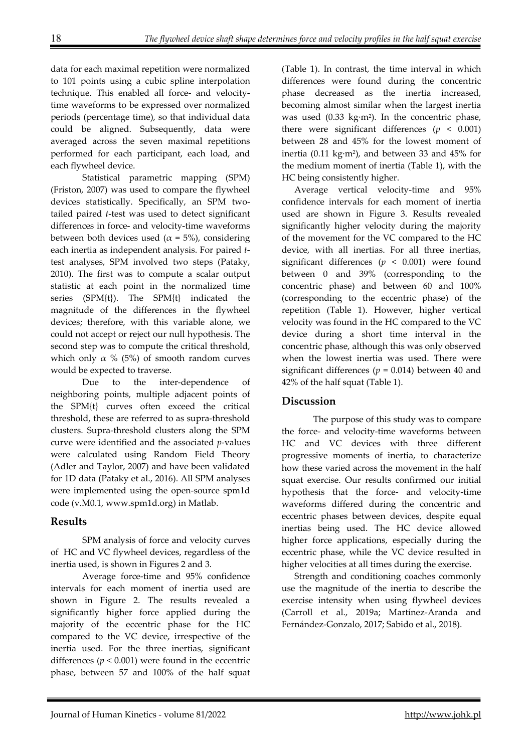data for each maximal repetition were normalized to 101 points using a cubic spline interpolation technique. This enabled all force- and velocity-time waveforms to be expressed over normalized periods (percentage time), so that individual data could be aligned. Subsequently, data were averaged across the seven maximal repetitions performed for each participant, each load, and each flywheel device.

Statistical parametric mapping (SPM) (Friston, 2007) was used to compare the flywheel devices statistically. Specifically, an SPM two-tailed paired *t*-test was used to detect significant differences in force- and velocity-time waveforms between both devices used ($\alpha$ = 5%), considering each inertia as independent analysis. For paired *t*-test analyses, SPM involved two steps (Pataky, 2010). The first was to compute a scalar output statistic at each point in the normalized time series (SPM{t}). The SPM{t} indicated the magnitude of the differences in the flywheel devices; therefore, with this variable alone, we could not accept or reject our null hypothesis. The second step was to compute the critical threshold, which only $\alpha$ % (5%) of smooth random curves would be expected to traverse.

Due to the inter-dependence of neighboring points, multiple adjacent points of the SPM{t} curves often exceed the critical threshold, these are referred to as supra-threshold clusters. Supra-threshold clusters along the SPM curve were identified and the associated *p*-values were calculated using Random Field Theory (Adler and Taylor, 2007) and have been validated for 1D data (Pataky et al., 2016). All SPM analyses were implemented using the open-source spm1d code (v.M0.1, www.spm1d.org) in Matlab.

## Results

SPM analysis of force and velocity curves of HC and VC flywheel devices, regardless of the inertia used, is shown in Figures 2 and 3.

Average force-time and 95% confidence intervals for each moment of inertia used are shown in Figure 2. The results revealed a significantly higher force applied during the majority of the eccentric phase for the HC compared to the VC device, irrespective of the inertia used. For the three inertias, significant differences ($p < 0.001$) were found in the eccentric phase, between 57 and 100% of the half squat (Table 1). In contrast, the time interval in which differences were found during the concentric phase decreased as the inertia increased, becoming almost similar when the largest inertia was used (0.33 kg·m$^2$). In the concentric phase, there were significant differences ($p < 0.001$) between 28 and 45% for the lowest moment of inertia (0.11 kg·m$^2$), and between 33 and 45% for the medium moment of inertia (Table 1), with the HC being consistently higher.

Average vertical velocity-time and 95% confidence intervals for each moment of inertia used are shown in Figure 3. Results revealed significantly higher velocity during the majority of the movement for the VC compared to the HC device, with all inertias. For all three inertias, significant differences ($p < 0.001$) were found between 0 and 39% (corresponding to the concentric phase) and between 60 and 100% (corresponding to the eccentric phase) of the repetition (Table 1). However, higher vertical velocity was found in the HC compared to the VC device during a short time interval in the concentric phase, although this was only observed when the lowest inertia was used. There were significant differences ($p = 0.014$) between 40 and 42% of the half squat (Table 1).

## Discussion

The purpose of this study was to compare the force- and velocity-time waveforms between HC and VC devices with three different progressive moments of inertia, to characterize how these varied across the movement in the half squat exercise. Our results confirmed our initial hypothesis that the force- and velocity-time waveforms differed during the concentric and eccentric phases between devices, despite equal inertias being used. The HC device allowed higher force applications, especially during the eccentric phase, while the VC device resulted in higher velocities at all times during the exercise.

Strength and conditioning coaches commonly use the magnitude of the inertia to describe the exercise intensity when using flywheel devices (Carroll et al., 2019a; Martínez-Aranda and Fernández-Gonzalo, 2017; Sabido et al., 2018).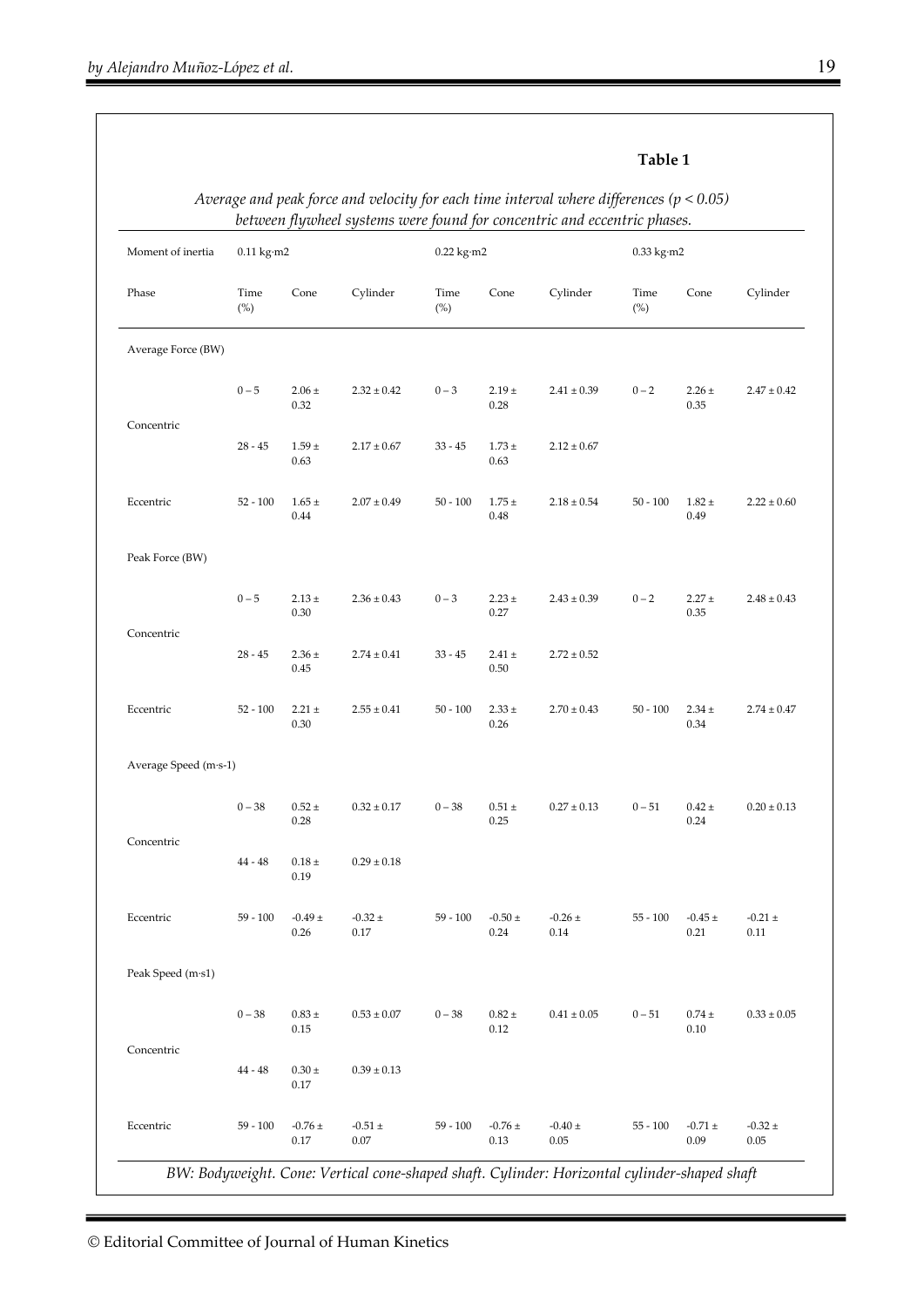**Table 1**

*Average and peak force and velocity for each time interval where differences ($p < 0.05$) between flywheel systems were found for concentric and eccentric phases.*

| Moment of inertia | 0.11 kg·m2 | | | 0.22 kg·m2 | | | 0.33 kg·m2 | | |
|---|---|---|---|---|---|---|---|---|---|
| Phase | Time (%) | Cone | Cylinder | Time (%) | Cone | Cylinder | Time (%) | Cone | Cylinder |
| Average Force (BW) | | | | | | | | | |
| Concentric | 0 – 5 | 2.06 ± 0.32 | 2.32 ± 0.42 | 0 – 3 | 2.19 ± 0.28 | 2.41 ± 0.39 | 0 – 2 | 2.26 ± 0.35 | 2.47 ± 0.42 |
| | 28 - 45 | 1.59 ± 0.63 | 2.17 ± 0.67 | 33 - 45 | 1.73 ± 0.63 | 2.12 ± 0.67 | | | |
| Eccentric | 52 - 100 | 1.65 ± 0.44 | 2.07 ± 0.49 | 50 - 100 | 1.75 ± 0.48 | 2.18 ± 0.54 | 50 - 100 | 1.82 ± 0.49 | 2.22 ± 0.60 |
| Peak Force (BW) | | | | | | | | | |
| Concentric | 0 – 5 | 2.13 ± 0.30 | 2.36 ± 0.43 | 0 – 3 | 2.23 ± 0.27 | 2.43 ± 0.39 | 0 – 2 | 2.27 ± 0.35 | 2.48 ± 0.43 |
| | 28 - 45 | 2.36 ± 0.45 | 2.74 ± 0.41 | 33 - 45 | 2.41 ± 0.50 | 2.72 ± 0.52 | | | |
| Eccentric | 52 - 100 | 2.21 ± 0.30 | 2.55 ± 0.41 | 50 - 100 | 2.33 ± 0.26 | 2.70 ± 0.43 | 50 - 100 | 2.34 ± 0.34 | 2.74 ± 0.47 |
| Average Speed (m·s-1) | | | | | | | | | |
| Concentric | 0 – 38 | 0.52 ± 0.28 | 0.32 ± 0.17 | 0 – 38 | 0.51 ± 0.25 | 0.27 ± 0.13 | 0 – 51 | 0.42 ± 0.24 | 0.20 ± 0.13 |
| | 44 - 48 | 0.18 ± 0.19 | 0.29 ± 0.18 | | | | | | |
| Eccentric | 59 - 100 | -0.49 ± 0.26 | -0.32 ± 0.17 | 59 - 100 | -0.50 ± 0.24 | -0.26 ± 0.14 | 55 - 100 | -0.45 ± 0.21 | -0.21 ± 0.11 |
| Peak Speed (m·s1) | | | | | | | | | |
| Concentric | 0 – 38 | 0.83 ± 0.15 | 0.53 ± 0.07 | 0 – 38 | 0.82 ± 0.12 | 0.41 ± 0.05 | 0 – 51 | 0.74 ± 0.10 | 0.33 ± 0.05 |
| | 44 - 48 | 0.30 ± 0.17 | 0.39 ± 0.13 | | | | | | |
| Eccentric | 59 - 100 | -0.76 ± 0.17 | -0.51 ± 0.07 | 59 - 100 | -0.76 ± 0.13 | -0.40 ± 0.05 | 55 - 100 | -0.71 ± 0.09 | -0.32 ± 0.05 |

*BW: Bodyweight. Cone: Vertical cone-shaped shaft. Cylinder: Horizontal cylinder-shaped shaft*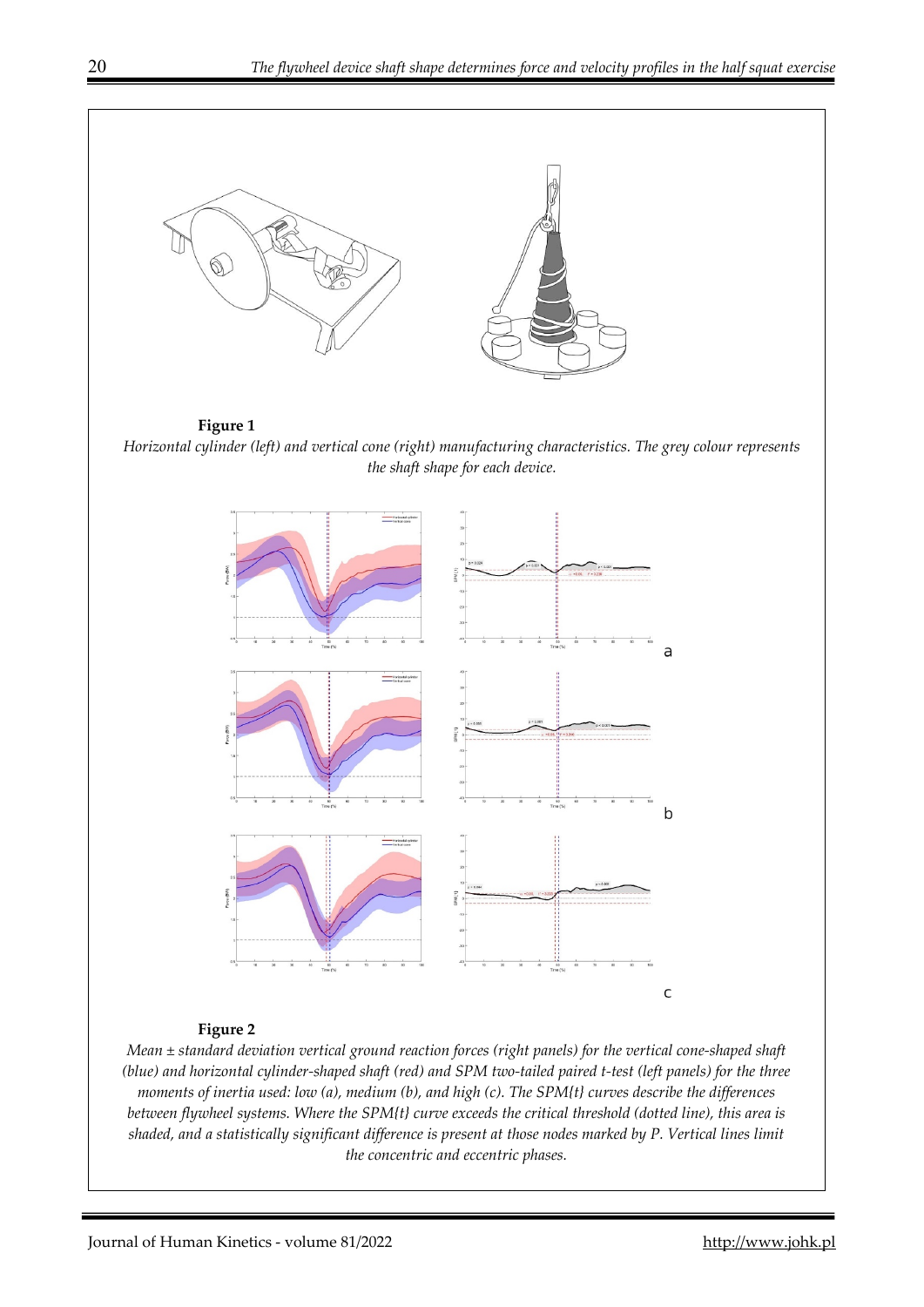**Figure 1**

*Horizontal cylinder (left) and vertical cone (right) manufacturing characteristics. The grey colour represents the shaft shape for each device.*

**Figure 2**

*Mean ± standard deviation vertical ground reaction forces (right panels) for the vertical cone-shaped shaft (blue) and horizontal cylinder-shaped shaft (red) and SPM two-tailed paired t-test (left panels) for the three moments of inertia used: low (a), medium (b), and high (c). The SPM{t} curves describe the differences between flywheel systems. Where the SPM{t} curve exceeds the critical threshold (dotted line), this area is shaded, and a statistically significant difference is present at those nodes marked by P. Vertical lines limit the concentric and eccentric phases.*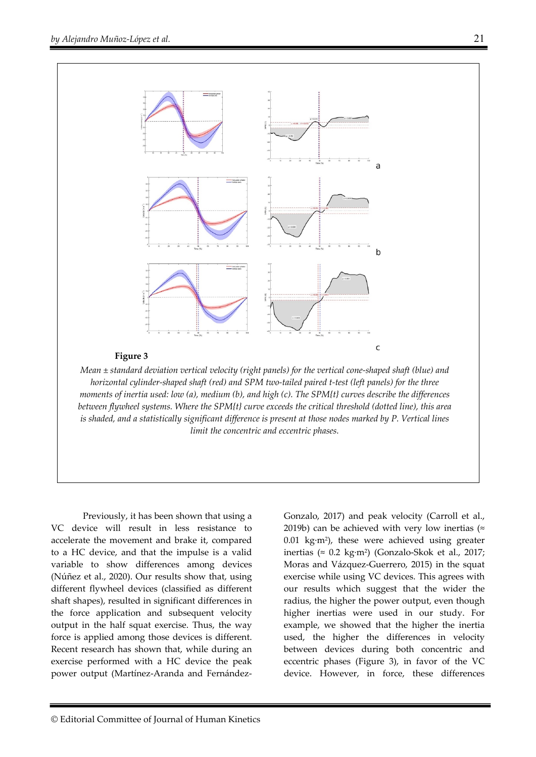**Figure 3**

*Mean ± standard deviation vertical velocity (right panels) for the vertical cone-shaped shaft (blue) and horizontal cylinder-shaped shaft (red) and SPM two-tailed paired t-test (left panels) for the three moments of inertia used: low (a), medium (b), and high (c). The SPM{t} curves describe the differences between flywheel systems. Where the SPM{t} curve exceeds the critical threshold (dotted line), this area is shaded, and a statistically significant difference is present at those nodes marked by P. Vertical lines limit the concentric and eccentric phases.*

Previously, it has been shown that using a VC device will result in less resistance to accelerate the movement and brake it, compared to a HC device, and that the impulse is a valid variable to show differences among devices (Núñez et al., 2020). Our results show that, using different flywheel devices (classified as different shaft shapes), resulted in significant differences in the force application and subsequent velocity output in the half squat exercise. Thus, the way force is applied among those devices is different. Recent research has shown that, while during an exercise performed with a HC device the peak power output (Martínez-Aranda and Fernández-Gonzalo, 2017) and peak velocity (Carroll et al., 2019b) can be achieved with very low inertias (≈ 0.01 kg·m$^2$), these were achieved using greater inertias (≈ 0.2 kg·m$^2$) (Gonzalo-Skok et al., 2017; Moras and Vázquez-Guerrero, 2015) in the squat exercise while using VC devices. This agrees with our results which suggest that the wider the radius, the higher the power output, even though higher inertias were used in our study. For example, we showed that the higher the inertia used, the higher the differences in velocity between devices during both concentric and eccentric phases (Figure 3), in favor of the VC device. However, in force, these differences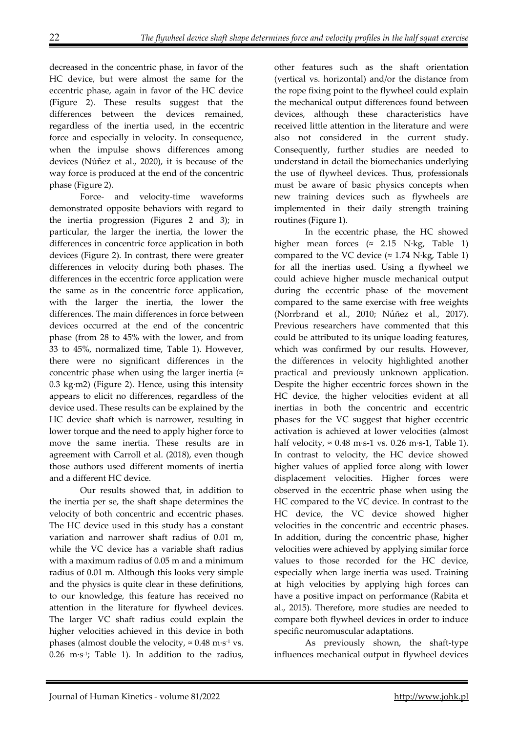decreased in the concentric phase, in favor of the HC device, but were almost the same for the eccentric phase, again in favor of the HC device (Figure 2). These results suggest that the differences between the devices remained, regardless of the inertia used, in the eccentric force and especially in velocity. In consequence, when the impulse shows differences among devices (Núñez et al., 2020), it is because of the way force is produced at the end of the concentric phase (Figure 2).

Force- and velocity-time waveforms demonstrated opposite behaviors with regard to the inertia progression (Figures 2 and 3); in particular, the larger the inertia, the lower the differences in concentric force application in both devices (Figure 2). In contrast, there were greater differences in velocity during both phases. The differences in the eccentric force application were the same as in the concentric force application, with the larger the inertia, the lower the differences. The main differences in force between devices occurred at the end of the concentric phase (from 28 to 45% with the lower, and from 33 to 45%, normalized time, Table 1). However, there were no significant differences in the concentric phase when using the larger inertia (≈ 0.3 kg·m2) (Figure 2). Hence, using this intensity appears to elicit no differences, regardless of the device used. These results can be explained by the HC device shaft which is narrower, resulting in lower torque and the need to apply higher force to move the same inertia. These results are in agreement with Carroll et al. (2018), even though those authors used different moments of inertia and a different HC device.

Our results showed that, in addition to the inertia per se, the shaft shape determines the velocity of both concentric and eccentric phases. The HC device used in this study has a constant variation and narrower shaft radius of 0.01 m, while the VC device has a variable shaft radius with a maximum radius of 0.05 m and a minimum radius of 0.01 m. Although this looks very simple and the physics is quite clear in these definitions, to our knowledge, this feature has received no attention in the literature for flywheel devices. The larger VC shaft radius could explain the higher velocities achieved in this device in both phases (almost double the velocity, ≈ 0.48 $m \cdot s^{-1}$ vs. 0.26 $m \cdot s^{-1}$; Table 1). In addition to the radius, other features such as the shaft orientation (vertical vs. horizontal) and/or the distance from the rope fixing point to the flywheel could explain the mechanical output differences found between devices, although these characteristics have received little attention in the literature and were also not considered in the current study. Consequently, further studies are needed to understand in detail the biomechanics underlying the use of flywheel devices. Thus, professionals must be aware of basic physics concepts when new training devices such as flywheels are implemented in their daily strength training routines (Figure 1).

In the eccentric phase, the HC showed higher mean forces (≈ 2.15 N·kg, Table 1) compared to the VC device (≈ 1.74 N·kg, Table 1) for all the inertias used. Using a flywheel we could achieve higher muscle mechanical output during the eccentric phase of the movement compared to the same exercise with free weights (Norrbrand et al., 2010; Núñez et al., 2017). Previous researchers have commented that this could be attributed to its unique loading features, which was confirmed by our results. However, the differences in velocity highlighted another practical and previously unknown application. Despite the higher eccentric forces shown in the HC device, the higher velocities evident at all inertias in both the concentric and eccentric phases for the VC suggest that higher eccentric activation is achieved at lower velocities (almost half velocity, ≈ 0.48 m·s-1 vs. 0.26 m·s-1, Table 1). In contrast to velocity, the HC device showed higher values of applied force along with lower displacement velocities. Higher forces were observed in the eccentric phase when using the HC compared to the VC device. In contrast to the HC device, the VC device showed higher velocities in the concentric and eccentric phases. In addition, during the concentric phase, higher velocities were achieved by applying similar force values to those recorded for the HC device, especially when large inertia was used. Training at high velocities by applying high forces can have a positive impact on performance (Rabita et al., 2015). Therefore, more studies are needed to compare both flywheel devices in order to induce specific neuromuscular adaptations.

As previously shown, the shaft-type influences mechanical output in flywheel devices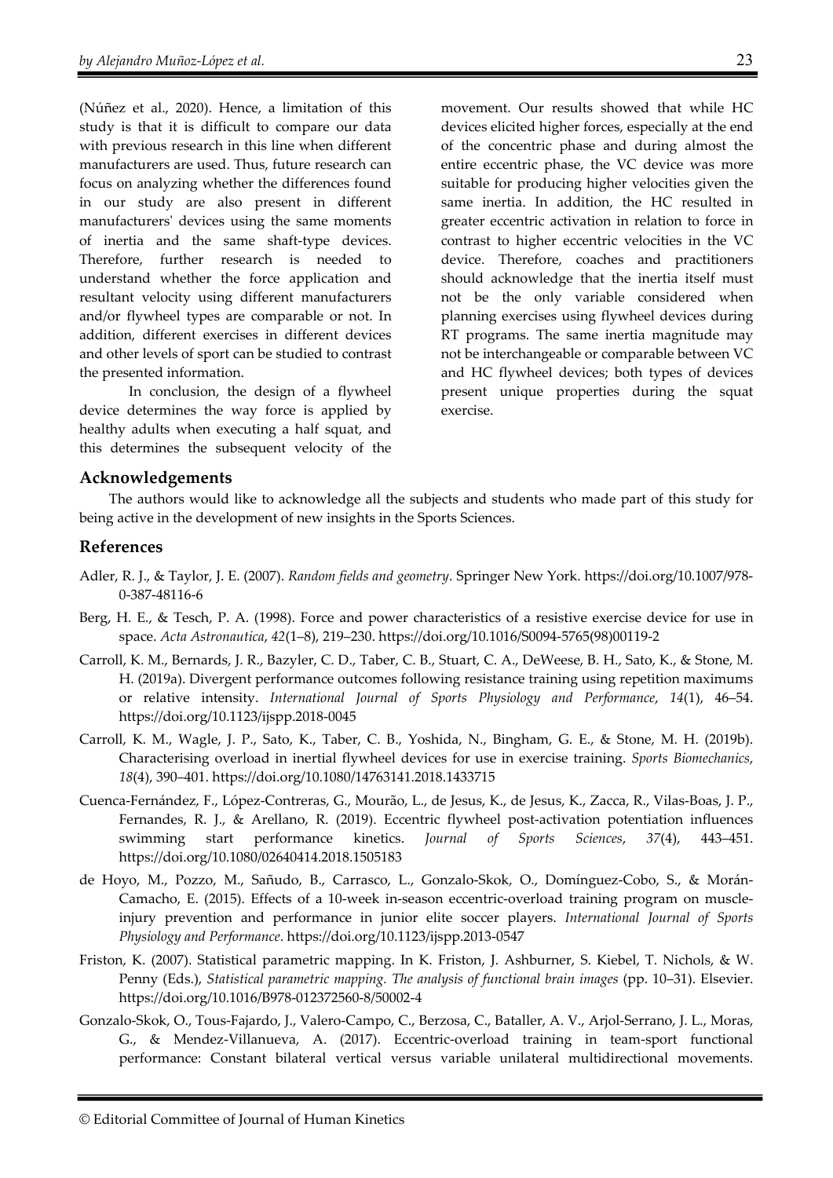(Núñez et al., 2020). Hence, a limitation of this study is that it is difficult to compare our data with previous research in this line when different manufacturers are used. Thus, future research can focus on analyzing whether the differences found in our study are also present in different manufacturers' devices using the same moments of inertia and the same shaft-type devices. Therefore, further research is needed to understand whether the force application and resultant velocity using different manufacturers and/or flywheel types are comparable or not. In addition, different exercises in different devices and other levels of sport can be studied to contrast the presented information.

In conclusion, the design of a flywheel device determines the way force is applied by healthy adults when executing a half squat, and this determines the subsequent velocity of the movement. Our results showed that while HC devices elicited higher forces, especially at the end of the concentric phase and during almost the entire eccentric phase, the VC device was more suitable for producing higher velocities given the same inertia. In addition, the HC resulted in greater eccentric activation in relation to force in contrast to higher eccentric velocities in the VC device. Therefore, coaches and practitioners should acknowledge that the inertia itself must not be the only variable considered when planning exercises using flywheel devices during RT programs. The same inertia magnitude may not be interchangeable or comparable between VC and HC flywheel devices; both types of devices present unique properties during the squat exercise.

## Acknowledgements

The authors would like to acknowledge all the subjects and students who made part of this study for being active in the development of new insights in the Sports Sciences.

## References

Adler, R. J., & Taylor, J. E. (2007). *Random fields and geometry*. Springer New York. https://doi.org/10.1007/978-0-387-48116-6

Berg, H. E., & Tesch, P. A. (1998). Force and power characteristics of a resistive exercise device for use in space. *Acta Astronautica*, *42*(1–8), 219–230. https://doi.org/10.1016/S0094-5765(98)00119-2

Carroll, K. M., Bernards, J. R., Bazyler, C. D., Taber, C. B., Stuart, C. A., DeWeese, B. H., Sato, K., & Stone, M. H. (2019a). Divergent performance outcomes following resistance training using repetition maximums or relative intensity. *International Journal of Sports Physiology and Performance*, *14*(1), 46–54. https://doi.org/10.1123/ijspp.2018-0045

Carroll, K. M., Wagle, J. P., Sato, K., Taber, C. B., Yoshida, N., Bingham, G. E., & Stone, M. H. (2019b). Characterising overload in inertial flywheel devices for use in exercise training. *Sports Biomechanics*, *18*(4), 390–401. https://doi.org/10.1080/14763141.2018.1433715

Cuenca-Fernández, F., López-Contreras, G., Mourão, L., de Jesus, K., de Jesus, K., Zacca, R., Vilas-Boas, J. P., Fernandes, R. J., & Arellano, R. (2019). Eccentric flywheel post-activation potentiation influences swimming start performance kinetics. *Journal of Sports Sciences*, *37*(4), 443–451. https://doi.org/10.1080/02640414.2018.1505183

de Hoyo, M., Pozzo, M., Sañudo, B., Carrasco, L., Gonzalo-Skok, O., Domínguez-Cobo, S., & Morán-Camacho, E. (2015). Effects of a 10-week in-season eccentric-overload training program on muscle-injury prevention and performance in junior elite soccer players. *International Journal of Sports Physiology and Performance*. https://doi.org/10.1123/ijspp.2013-0547

Friston, K. (2007). Statistical parametric mapping. In K. Friston, J. Ashburner, S. Kiebel, T. Nichols, & W. Penny (Eds.), *Statistical parametric mapping. The analysis of functional brain images* (pp. 10–31). Elsevier. https://doi.org/10.1016/B978-012372560-8/50002-4

Gonzalo-Skok, O., Tous-Fajardo, J., Valero-Campo, C., Berzosa, C., Bataller, A. V., Arjol-Serrano, J. L., Moras, G., & Mendez-Villanueva, A. (2017). Eccentric-overload training in team-sport functional performance: Constant bilateral vertical versus variable unilateral multidirectional movements.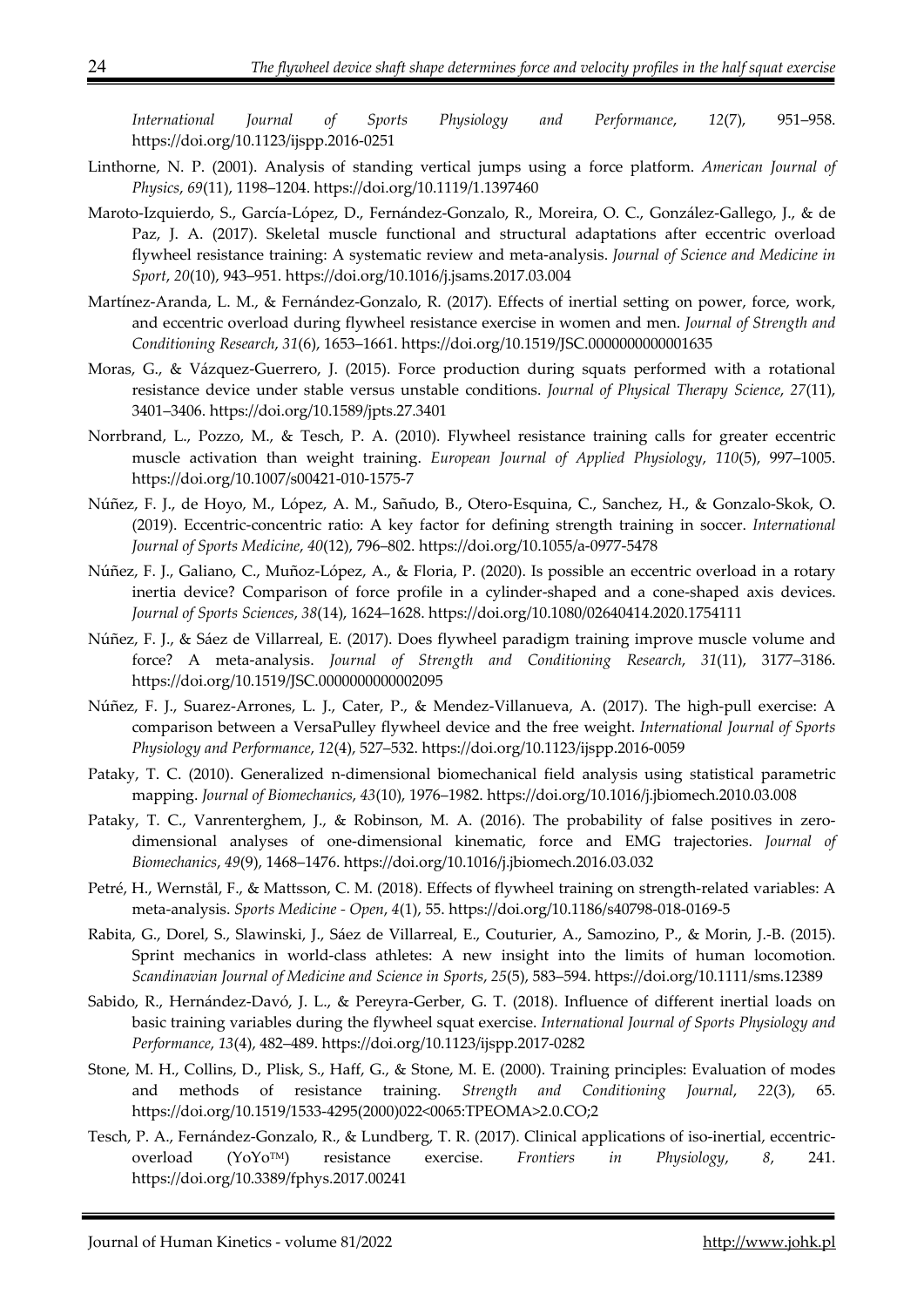*International Journal of Sports Physiology and Performance*, *12*(7), 951–958. https://doi.org/10.1123/ijspp.2016-0251

Linthorne, N. P. (2001). Analysis of standing vertical jumps using a force platform. *American Journal of Physics*, *69*(11), 1198–1204. https://doi.org/10.1119/1.1397460

Maroto-Izquierdo, S., García-López, D., Fernández-Gonzalo, R., Moreira, O. C., González-Gallego, J., & de Paz, J. A. (2017). Skeletal muscle functional and structural adaptations after eccentric overload flywheel resistance training: A systematic review and meta-analysis. *Journal of Science and Medicine in Sport*, *20*(10), 943–951. https://doi.org/10.1016/j.jsams.2017.03.004

Martínez-Aranda, L. M., & Fernández-Gonzalo, R. (2017). Effects of inertial setting on power, force, work, and eccentric overload during flywheel resistance exercise in women and men. *Journal of Strength and Conditioning Research*, *31*(6), 1653–1661. https://doi.org/10.1519/JSC.0000000000001635

Moras, G., & Vázquez-Guerrero, J. (2015). Force production during squats performed with a rotational resistance device under stable versus unstable conditions. *Journal of Physical Therapy Science*, *27*(11), 3401–3406. https://doi.org/10.1589/jpts.27.3401

Norrbrand, L., Pozzo, M., & Tesch, P. A. (2010). Flywheel resistance training calls for greater eccentric muscle activation than weight training. *European Journal of Applied Physiology*, *110*(5), 997–1005. https://doi.org/10.1007/s00421-010-1575-7

Núñez, F. J., de Hoyo, M., López, A. M., Sañudo, B., Otero-Esquina, C., Sanchez, H., & Gonzalo-Skok, O. (2019). Eccentric-concentric ratio: A key factor for defining strength training in soccer. *International Journal of Sports Medicine*, *40*(12), 796–802. https://doi.org/10.1055/a-0977-5478

Núñez, F. J., Galiano, C., Muñoz-López, A., & Floria, P. (2020). Is possible an eccentric overload in a rotary inertia device? Comparison of force profile in a cylinder-shaped and a cone-shaped axis devices. *Journal of Sports Sciences*, *38*(14), 1624–1628. https://doi.org/10.1080/02640414.2020.1754111

Núñez, F. J., & Sáez de Villarreal, E. (2017). Does flywheel paradigm training improve muscle volume and force? A meta-analysis. *Journal of Strength and Conditioning Research*, *31*(11), 3177–3186. https://doi.org/10.1519/JSC.0000000000002095

Núñez, F. J., Suarez-Arrones, L. J., Cater, P., & Mendez-Villanueva, A. (2017). The high-pull exercise: A comparison between a VersaPulley flywheel device and the free weight. *International Journal of Sports Physiology and Performance*, *12*(4), 527–532. https://doi.org/10.1123/ijspp.2016-0059

Pataky, T. C. (2010). Generalized n-dimensional biomechanical field analysis using statistical parametric mapping. *Journal of Biomechanics*, *43*(10), 1976–1982. https://doi.org/10.1016/j.jbiomech.2010.03.008

Pataky, T. C., Vanrenterghem, J., & Robinson, M. A. (2016). The probability of false positives in zero-dimensional analyses of one-dimensional kinematic, force and EMG trajectories. *Journal of Biomechanics*, *49*(9), 1468–1476. https://doi.org/10.1016/j.jbiomech.2016.03.032

Petré, H., Wernstål, F., & Mattsson, C. M. (2018). Effects of flywheel training on strength-related variables: A meta-analysis. *Sports Medicine - Open*, *4*(1), 55. https://doi.org/10.1186/s40798-018-0169-5

Rabita, G., Dorel, S., Slawinski, J., Sáez de Villarreal, E., Couturier, A., Samozino, P., & Morin, J.-B. (2015). Sprint mechanics in world-class athletes: A new insight into the limits of human locomotion. *Scandinavian Journal of Medicine and Science in Sports*, *25*(5), 583–594. https://doi.org/10.1111/sms.12389

Sabido, R., Hernández-Davó, J. L., & Pereyra-Gerber, G. T. (2018). Influence of different inertial loads on basic training variables during the flywheel squat exercise. *International Journal of Sports Physiology and Performance*, *13*(4), 482–489. https://doi.org/10.1123/ijspp.2017-0282

Stone, M. H., Collins, D., Plisk, S., Haff, G., & Stone, M. E. (2000). Training principles: Evaluation of modes and methods of resistance training. *Strength and Conditioning Journal*, *22*(3), 65. https://doi.org/10.1519/1533-4295(2000)022<0065:TPEOMA>2.0.CO;2

Tesch, P. A., Fernández-Gonzalo, R., & Lundberg, T. R. (2017). Clinical applications of iso-inertial, eccentric-overload (YoYo™) resistance exercise. *Frontiers in Physiology*, *8*, 241. https://doi.org/10.3389/fphys.2017.00241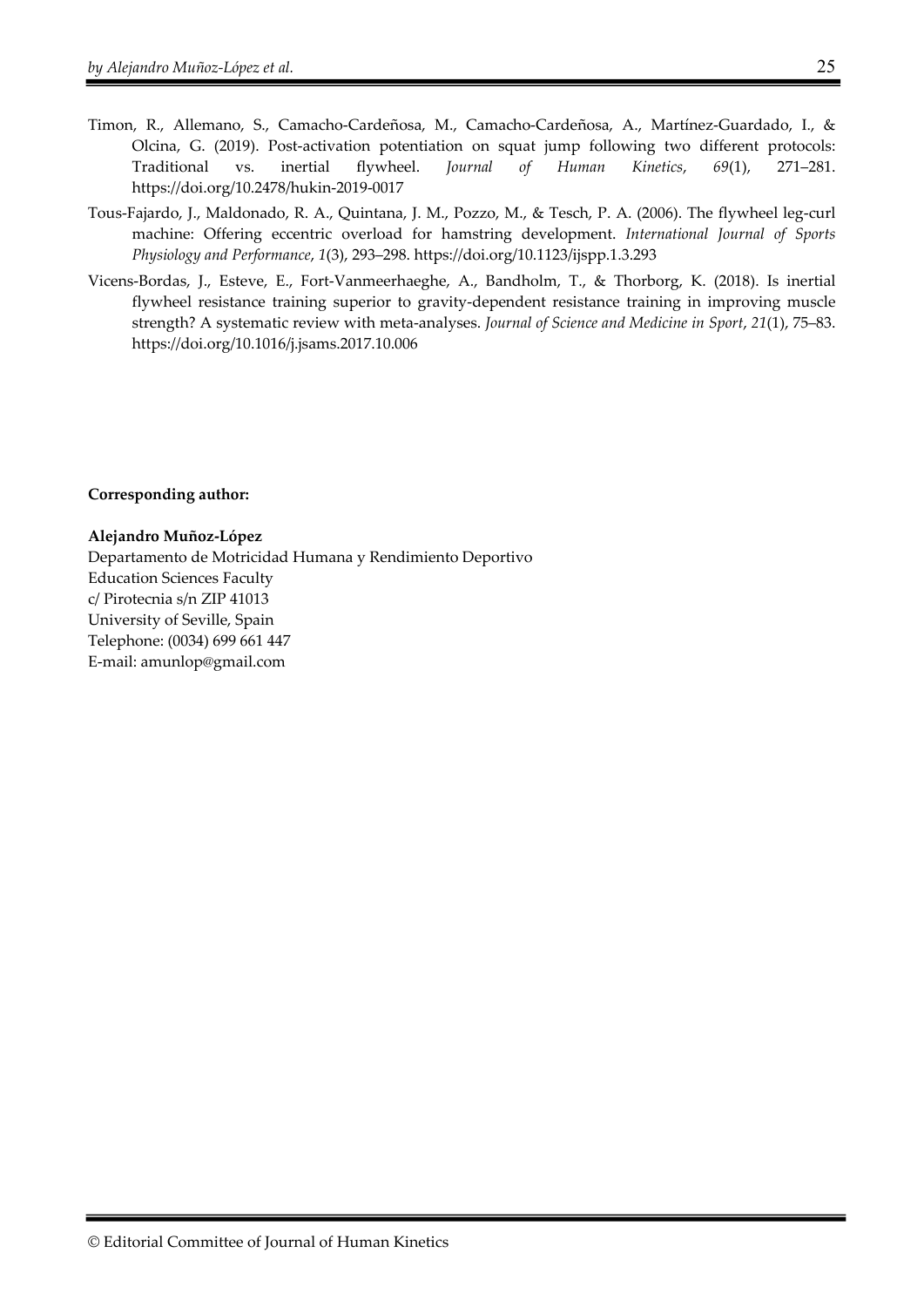Timon, R., Allemano, S., Camacho-Cardeñosa, M., Camacho-Cardeñosa, A., Martínez-Guardado, I., & Olcina, G. (2019). Post-activation potentiation on squat jump following two different protocols: Traditional vs. inertial flywheel. *Journal of Human Kinetics*, *69*(1), 271–281. https://doi.org/10.2478/hukin-2019-0017

Tous-Fajardo, J., Maldonado, R. A., Quintana, J. M., Pozzo, M., & Tesch, P. A. (2006). The flywheel leg-curl machine: Offering eccentric overload for hamstring development. *International Journal of Sports Physiology and Performance*, *1*(3), 293–298. https://doi.org/10.1123/ijspp.1.3.293

Vicens-Bordas, J., Esteve, E., Fort-Vanmeerhaeghe, A., Bandholm, T., & Thorborg, K. (2018). Is inertial flywheel resistance training superior to gravity-dependent resistance training in improving muscle strength? A systematic review with meta-analyses. *Journal of Science and Medicine in Sport*, *21*(1), 75–83. https://doi.org/10.1016/j.jsams.2017.10.006

**Corresponding author:**

**Alejandro Muñoz-López**
Departamento de Motricidad Humana y Rendimiento Deportivo
Education Sciences Faculty
c/ Pirotecnia s/n ZIP 41013
University of Seville, Spain
Telephone: (0034) 699 661 447
E-mail: amunlop@gmail.com